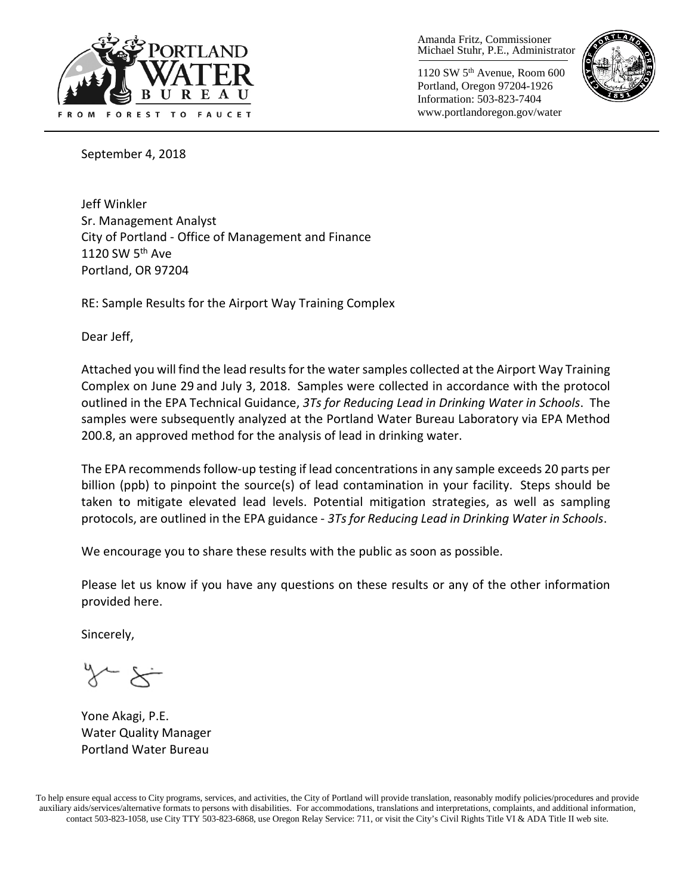PORTLAND WATER BUREAU

FROM FOREST TO FAUCET

Amanda Fritz, Commissioner
Michael Stuhr, P.E., Administrator

1120 SW 5th Avenue, Room 600
Portland, Oregon 97204-1926
Information: 503-823-7404
www.portlandoregon.gov/water

September 4, 2018

Jeff Winkler
Sr. Management Analyst
City of Portland - Office of Management and Finance
1120 SW 5th Ave
Portland, OR 97204

RE: Sample Results for the Airport Way Training Complex

Dear Jeff,

Attached you will find the lead results for the water samples collected at the Airport Way Training Complex on June 29 and July 3, 2018. Samples were collected in accordance with the protocol outlined in the EPA Technical Guidance, *3Ts for Reducing Lead in Drinking Water in Schools*. The samples were subsequently analyzed at the Portland Water Bureau Laboratory via EPA Method 200.8, an approved method for the analysis of lead in drinking water.

The EPA recommends follow-up testing if lead concentrations in any sample exceeds 20 parts per billion (ppb) to pinpoint the source(s) of lead contamination in your facility. Steps should be taken to mitigate elevated lead levels. Potential mitigation strategies, as well as sampling protocols, are outlined in the EPA guidance - *3Ts for Reducing Lead in Drinking Water in Schools*.

We encourage you to share these results with the public as soon as possible.

Please let us know if you have any questions on these results or any of the other information provided here.

Sincerely,

Yone Akagi, P.E.
Water Quality Manager
Portland Water Bureau

To help ensure equal access to City programs, services, and activities, the City of Portland will provide translation, reasonably modify policies/procedures and provide auxiliary aids/services/alternative formats to persons with disabilities. For accommodations, translations and interpretations, complaints, and additional information, contact 503-823-1058, use City TTY 503-823-6868, use Oregon Relay Service: 711, or visit the City's Civil Rights Title VI & ADA Title II web site.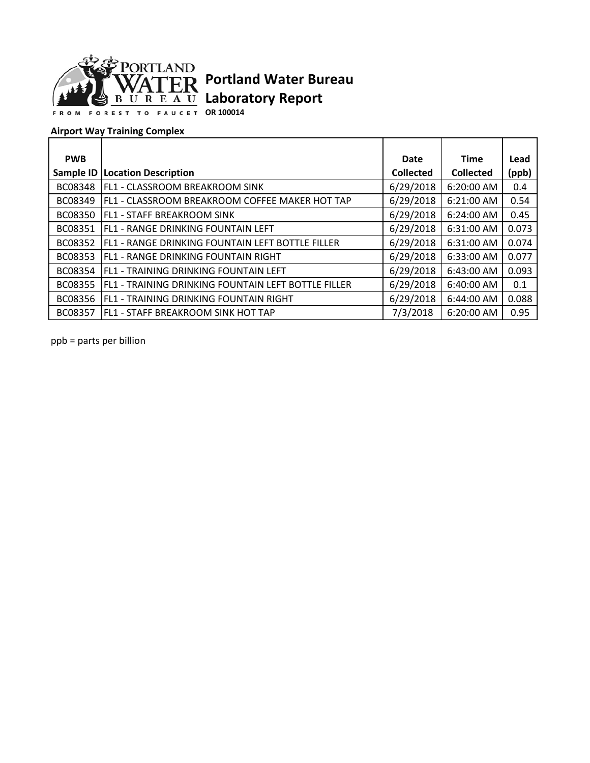# Portland Water Bureau
## Laboratory Report

PORTLAND WATER BUREAU

FROM FOREST TO FAUCET

**OR 100014**

**Airport Way Training Complex**

| PWB Sample ID | Location Description | Date Collected | Time Collected | Lead (ppb) |
|---|---|---|---|---|
| BC08348 | FL1 - CLASSROOM BREAKROOM SINK | 6/29/2018 | 6:20:00 AM | 0.4 |
| BC08349 | FL1 - CLASSROOM BREAKROOM COFFEE MAKER HOT TAP | 6/29/2018 | 6:21:00 AM | 0.54 |
| BC08350 | FL1 - STAFF BREAKROOM SINK | 6/29/2018 | 6:24:00 AM | 0.45 |
| BC08351 | FL1 - RANGE DRINKING FOUNTAIN LEFT | 6/29/2018 | 6:31:00 AM | 0.073 |
| BC08352 | FL1 - RANGE DRINKING FOUNTAIN LEFT BOTTLE FILLER | 6/29/2018 | 6:31:00 AM | 0.074 |
| BC08353 | FL1 - RANGE DRINKING FOUNTAIN RIGHT | 6/29/2018 | 6:33:00 AM | 0.077 |
| BC08354 | FL1 - TRAINING DRINKING FOUNTAIN LEFT | 6/29/2018 | 6:43:00 AM | 0.093 |
| BC08355 | FL1 - TRAINING DRINKING FOUNTAIN LEFT BOTTLE FILLER | 6/29/2018 | 6:40:00 AM | 0.1 |
| BC08356 | FL1 - TRAINING DRINKING FOUNTAIN RIGHT | 6/29/2018 | 6:44:00 AM | 0.088 |
| BC08357 | FL1 - STAFF BREAKROOM SINK HOT TAP | 7/3/2018 | 6:20:00 AM | 0.95 |

ppb = parts per billion